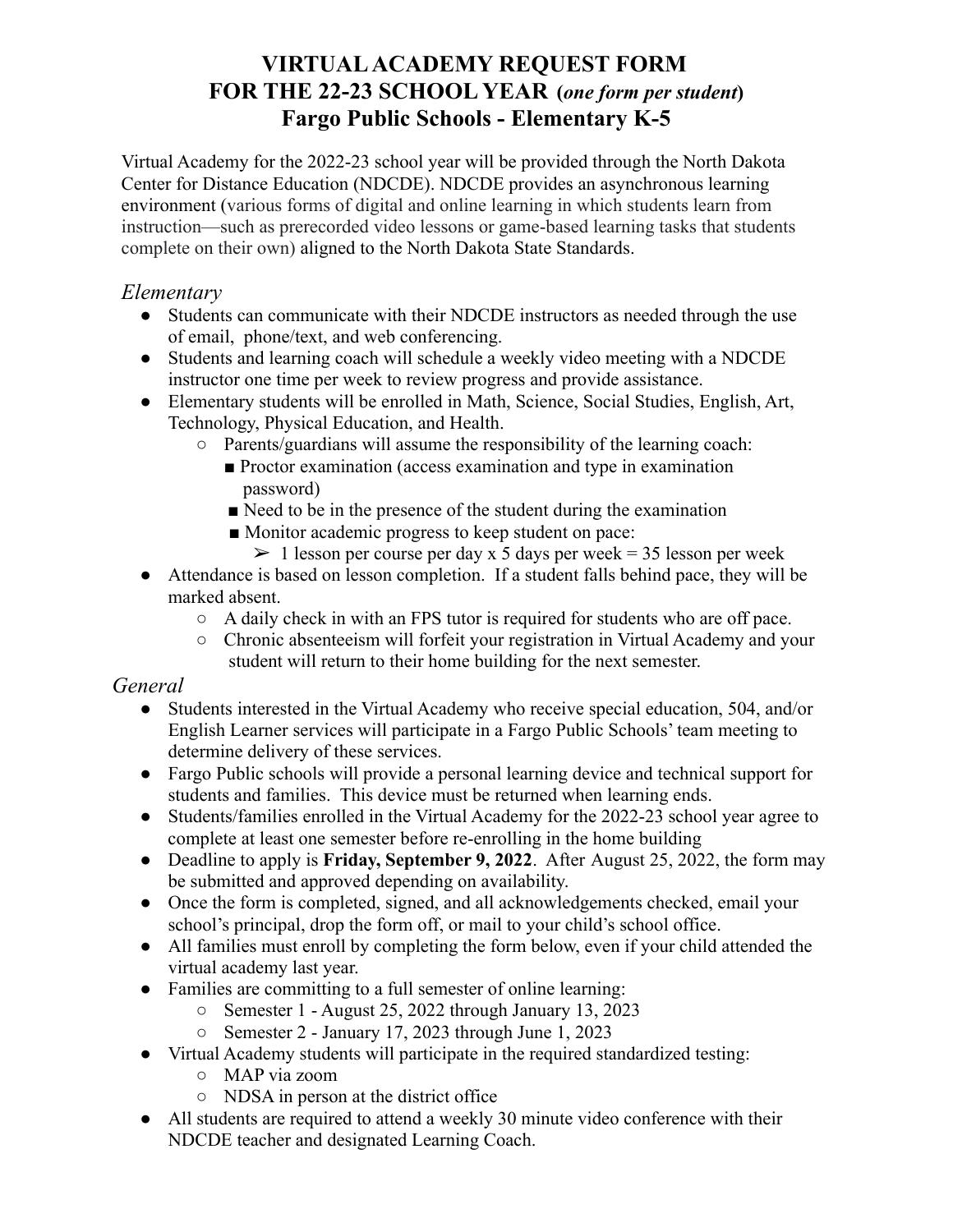# VIRTUAL ACADEMY REQUEST FORM
# FOR THE 22-23 SCHOOL YEAR (*one form per student*)
# Fargo Public Schools - Elementary K-5

Virtual Academy for the 2022-23 school year will be provided through the North Dakota Center for Distance Education (NDCDE). NDCDE provides an asynchronous learning environment (various forms of digital and online learning in which students learn from instruction—such as prerecorded video lessons or game-based learning tasks that students complete on their own) aligned to the North Dakota State Standards.

### *Elementary*

- Students can communicate with their NDCDE instructors as needed through the use of email, phone/text, and web conferencing.
- Students and learning coach will schedule a weekly video meeting with a NDCDE instructor one time per week to review progress and provide assistance.
- Elementary students will be enrolled in Math, Science, Social Studies, English, Art, Technology, Physical Education, and Health.
  - Parents/guardians will assume the responsibility of the learning coach:
    - Proctor examination (access examination and type in examination password)
    - Need to be in the presence of the student during the examination
    - Monitor academic progress to keep student on pace:
      - ➢ 1 lesson per course per day x 5 days per week = 35 lesson per week
- Attendance is based on lesson completion. If a student falls behind pace, they will be marked absent.
  - A daily check in with an FPS tutor is required for students who are off pace.
  - Chronic absenteeism will forfeit your registration in Virtual Academy and your student will return to their home building for the next semester.

### *General*

- Students interested in the Virtual Academy who receive special education, 504, and/or English Learner services will participate in a Fargo Public Schools' team meeting to determine delivery of these services.
- Fargo Public schools will provide a personal learning device and technical support for students and families. This device must be returned when learning ends.
- Students/families enrolled in the Virtual Academy for the 2022-23 school year agree to complete at least one semester before re-enrolling in the home building
- Deadline to apply is **Friday, September 9, 2022**. After August 25, 2022, the form may be submitted and approved depending on availability.
- Once the form is completed, signed, and all acknowledgements checked, email your school's principal, drop the form off, or mail to your child's school office.
- All families must enroll by completing the form below, even if your child attended the virtual academy last year.
- Families are committing to a full semester of online learning:
  - Semester 1 - August 25, 2022 through January 13, 2023
  - Semester 2 - January 17, 2023 through June 1, 2023
- Virtual Academy students will participate in the required standardized testing:
  - MAP via zoom
  - NDSA in person at the district office
- All students are required to attend a weekly 30 minute video conference with their NDCDE teacher and designated Learning Coach.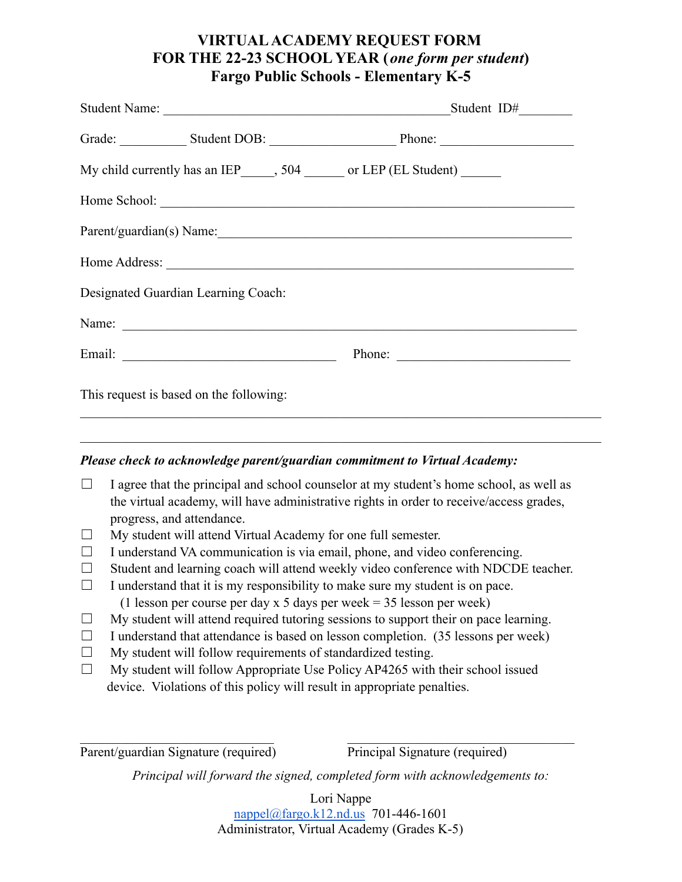# VIRTUAL ACADEMY REQUEST FORM FOR THE 22-23 SCHOOL YEAR (*one form per student*)

## Fargo Public Schools - Elementary K-5

Student Name: ____________________________________________ Student ID#________

Grade: __________ Student DOB: __________________ Phone: ___________________

My child currently has an IEP_____, 504 ______ or LEP (EL Student) ______

Home School: __________________________________________________________

Parent/guardian(s) Name:_______________________________________________________

Home Address: _________________________________________________________

Designated Guardian Learning Coach:

Name: ______________________________________________________________________

Email: ______________________________ Phone: ________________________

This request is based on the following:

_______________________________________________________________________________

_______________________________________________________________________________

***Please check to acknowledge parent/guardian commitment to Virtual Academy:***

- ☐ I agree that the principal and school counselor at my student's home school, as well as the virtual academy, will have administrative rights in order to receive/access grades, progress, and attendance.
- ☐ My student will attend Virtual Academy for one full semester.
- ☐ I understand VA communication is via email, phone, and video conferencing.
- ☐ Student and learning coach will attend weekly video conference with NDCDE teacher.
- ☐ I understand that it is my responsibility to make sure my student is on pace. (1 lesson per course per day x 5 days per week = 35 lesson per week)
- ☐ My student will attend required tutoring sessions to support their on pace learning.
- ☐ I understand that attendance is based on lesson completion. (35 lessons per week)
- ☐ My student will follow requirements of standardized testing.
- ☐ My student will follow Appropriate Use Policy AP4265 with their school issued device. Violations of this policy will result in appropriate penalties.

______________________________ ______________________________

Parent/guardian Signature (required) Principal Signature (required)

*Principal will forward the signed, completed form with acknowledgements to:*

Lori Nappe
nappel@fargo.k12.nd.us 701-446-1601
Administrator, Virtual Academy (Grades K-5)